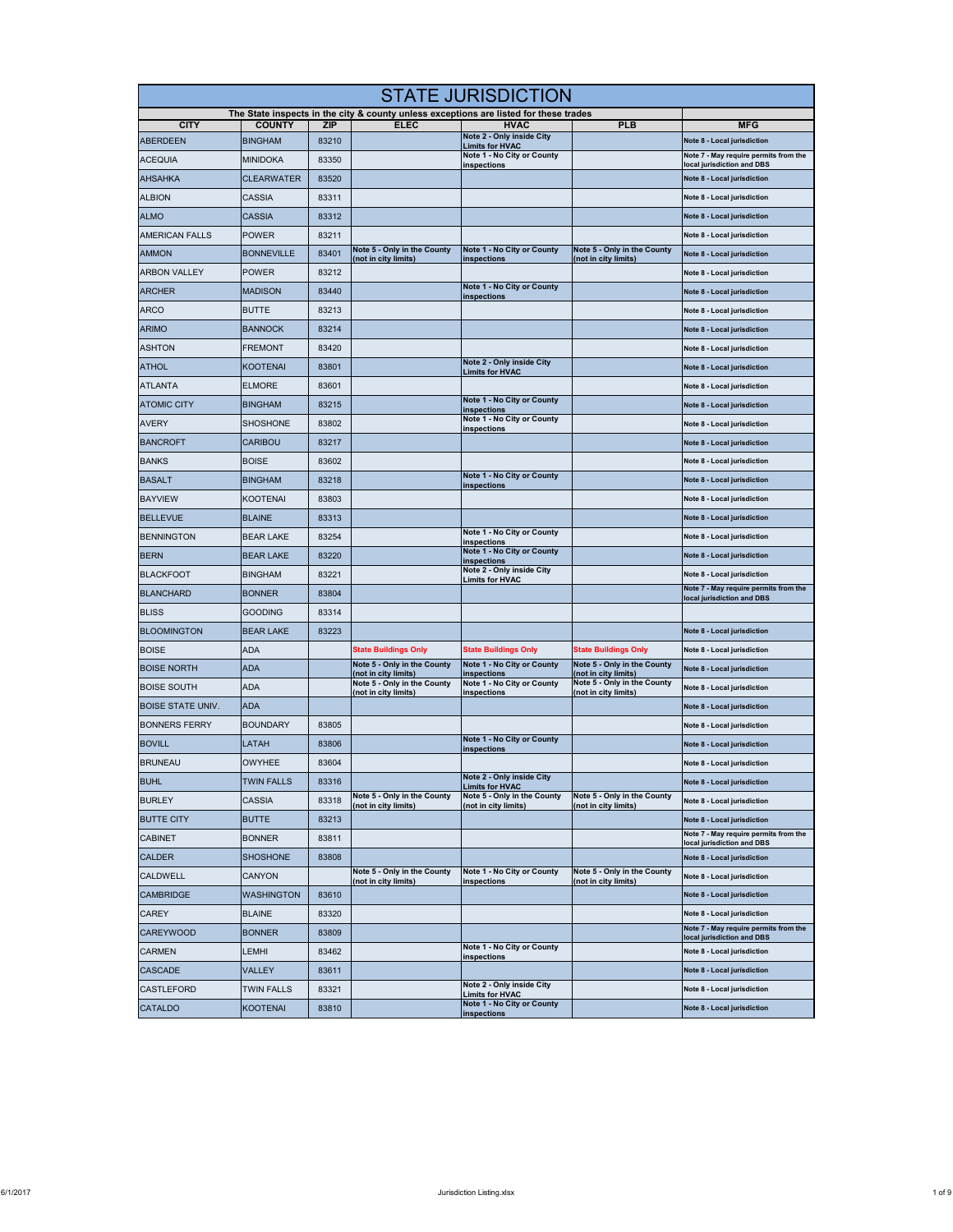# STATE JURISDICTION

| The State inspects in the city & county unless exceptions are listed for these trades | | | | | | |
|---|---|---|---|---|---|---|
| **CITY** | **COUNTY** | **ZIP** | **ELEC** | **HVAC** | **PLB** | **MFG** |
| ABERDEEN | BINGHAM | 83210 | | Note 2 - Only inside City Limits for HVAC | | Note 8 - Local jurisdiction |
| ACEQUIA | MINIDOKA | 83350 | | Note 1 - No City or County inspections | | Note 7 - May require permits from the local jurisdiction and DBS |
| AHSAHKA | CLEARWATER | 83520 | | | | Note 8 - Local jurisdiction |
| ALBION | CASSIA | 83311 | | | | Note 8 - Local jurisdiction |
| ALMO | CASSIA | 83312 | | | | Note 8 - Local jurisdiction |
| AMERICAN FALLS | POWER | 83211 | | | | Note 8 - Local jurisdiction |
| AMMON | BONNEVILLE | 83401 | Note 5 - Only in the County (not in city limits) | Note 1 - No City or County inspections | Note 5 - Only in the County (not in city limits) | Note 8 - Local jurisdiction |
| ARBON VALLEY | POWER | 83212 | | | | Note 8 - Local jurisdiction |
| ARCHER | MADISON | 83440 | | Note 1 - No City or County inspections | | Note 8 - Local jurisdiction |
| ARCO | BUTTE | 83213 | | | | Note 8 - Local jurisdiction |
| ARIMO | BANNOCK | 83214 | | | | Note 8 - Local jurisdiction |
| ASHTON | FREMONT | 83420 | | | | Note 8 - Local jurisdiction |
| ATHOL | KOOTENAI | 83801 | | Note 2 - Only inside City Limits for HVAC | | Note 8 - Local jurisdiction |
| ATLANTA | ELMORE | 83601 | | | | Note 8 - Local jurisdiction |
| ATOMIC CITY | BINGHAM | 83215 | | Note 1 - No City or County inspections | | Note 8 - Local jurisdiction |
| AVERY | SHOSHONE | 83802 | | Note 1 - No City or County inspections | | Note 8 - Local jurisdiction |
| BANCROFT | CARIBOU | 83217 | | | | Note 8 - Local jurisdiction |
| BANKS | BOISE | 83602 | | | | Note 8 - Local jurisdiction |
| BASALT | BINGHAM | 83218 | | Note 1 - No City or County inspections | | Note 8 - Local jurisdiction |
| BAYVIEW | KOOTENAI | 83803 | | | | Note 8 - Local jurisdiction |
| BELLEVUE | BLAINE | 83313 | | | | Note 8 - Local jurisdiction |
| BENNINGTON | BEAR LAKE | 83254 | | Note 1 - No City or County inspections | | Note 8 - Local jurisdiction |
| BERN | BEAR LAKE | 83220 | | Note 1 - No City or County inspections | | Note 8 - Local jurisdiction |
| BLACKFOOT | BINGHAM | 83221 | | Note 2 - Only inside City Limits for HVAC | | Note 8 - Local jurisdiction |
| BLANCHARD | BONNER | 83804 | | | | Note 7 - May require permits from the local jurisdiction and DBS |
| BLISS | GOODING | 83314 | | | | |
| BLOOMINGTON | BEAR LAKE | 83223 | | | | Note 8 - Local jurisdiction |
| BOISE | ADA | | State Buildings Only | State Buildings Only | State Buildings Only | Note 8 - Local jurisdiction |
| BOISE NORTH | ADA | | Note 5 - Only in the County (not in city limits) | Note 1 - No City or County inspections | Note 5 - Only in the County (not in city limits) | Note 8 - Local jurisdiction |
| BOISE SOUTH | ADA | | Note 5 - Only in the County (not in city limits) | Note 1 - No City or County inspections | Note 5 - Only in the County (not in city limits) | Note 8 - Local jurisdiction |
| BOISE STATE UNIV. | ADA | | | | | Note 8 - Local jurisdiction |
| BONNERS FERRY | BOUNDARY | 83805 | | | | Note 8 - Local jurisdiction |
| BOVILL | LATAH | 83806 | | Note 1 - No City or County inspections | | Note 8 - Local jurisdiction |
| BRUNEAU | OWYHEE | 83604 | | | | Note 8 - Local jurisdiction |
| BUHL | TWIN FALLS | 83316 | | Note 2 - Only inside City Limits for HVAC | | Note 8 - Local jurisdiction |
| BURLEY | CASSIA | 83318 | Note 5 - Only in the County (not in city limits) | Note 5 - Only in the County (not in city limits) | Note 5 - Only in the County (not in city limits) | Note 8 - Local jurisdiction |
| BUTTE CITY | BUTTE | 83213 | | | | Note 8 - Local jurisdiction |
| CABINET | BONNER | 83811 | | | | Note 7 - May require permits from the local jurisdiction and DBS |
| CALDER | SHOSHONE | 83808 | | | | Note 8 - Local jurisdiction |
| CALDWELL | CANYON | | Note 5 - Only in the County (not in city limits) | Note 1 - No City or County inspections | Note 5 - Only in the County (not in city limits) | Note 8 - Local jurisdiction |
| CAMBRIDGE | WASHINGTON | 83610 | | | | Note 8 - Local jurisdiction |
| CAREY | BLAINE | 83320 | | | | Note 8 - Local jurisdiction |
| CAREYWOOD | BONNER | 83809 | | | | Note 7 - May require permits from the local jurisdiction and DBS |
| CARMEN | LEMHI | 83462 | | Note 1 - No City or County inspections | | Note 8 - Local jurisdiction |
| CASCADE | VALLEY | 83611 | | | | Note 8 - Local jurisdiction |
| CASTLEFORD | TWIN FALLS | 83321 | | Note 2 - Only inside City Limits for HVAC | | Note 8 - Local jurisdiction |
| CATALDO | KOOTENAI | 83810 | | Note 1 - No City or County inspections | | Note 8 - Local jurisdiction |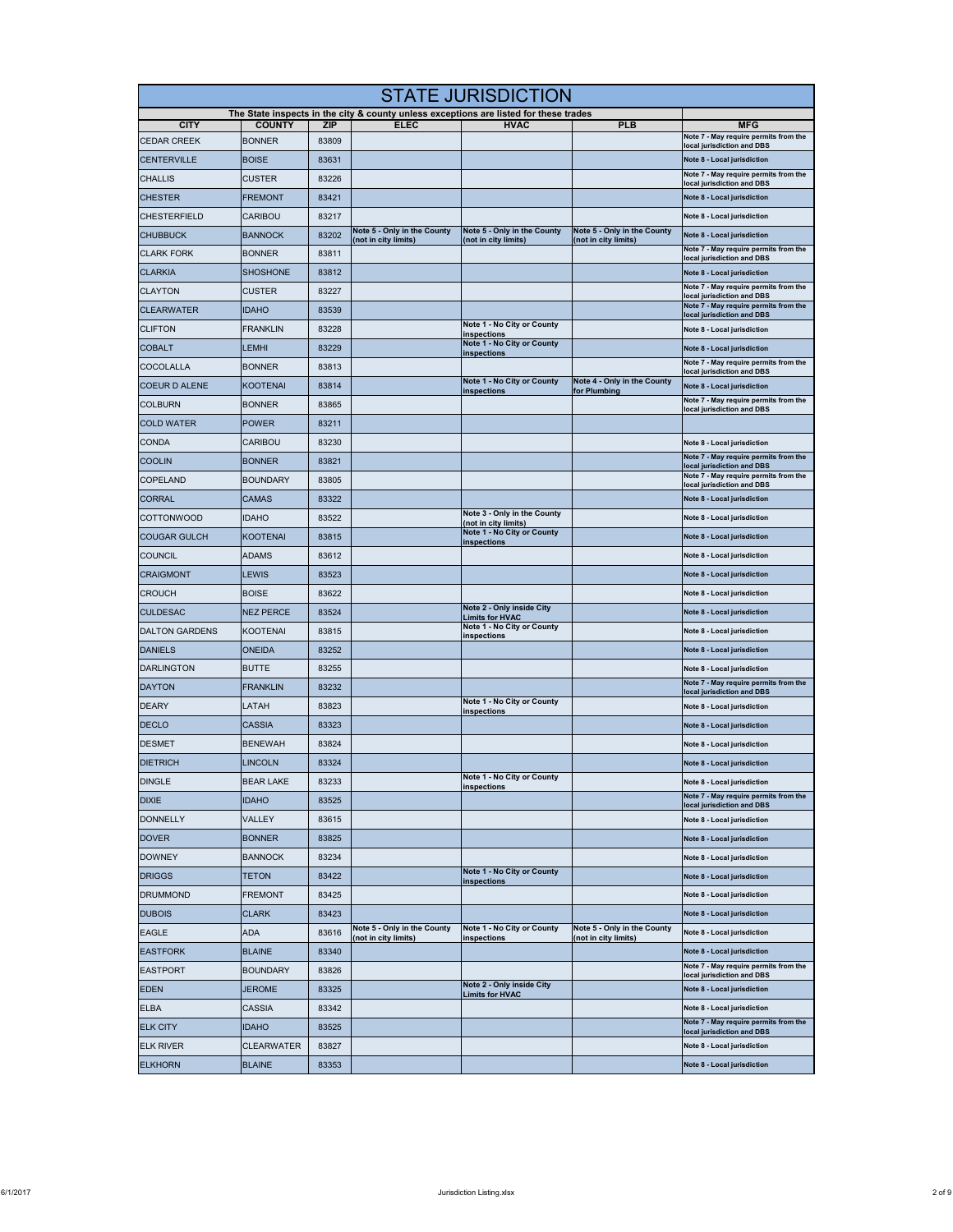# STATE JURISDICTION

The State inspects in the city & county unless exceptions are listed for these trades

| CITY | COUNTY | ZIP | ELEC | HVAC | PLB | MFG |
|---|---|---|---|---|---|---|
| CEDAR CREEK | BONNER | 83809 | | | | Note 7 - May require permits from the local jurisdiction and DBS |
| CENTERVILLE | BOISE | 83631 | | | | Note 8 - Local jurisdiction |
| CHALLIS | CUSTER | 83226 | | | | Note 7 - May require permits from the local jurisdiction and DBS |
| CHESTER | FREMONT | 83421 | | | | Note 8 - Local jurisdiction |
| CHESTERFIELD | CARIBOU | 83217 | | | | Note 8 - Local jurisdiction |
| CHUBBUCK | BANNOCK | 83202 | Note 5 - Only in the County (not in city limits) | Note 5 - Only in the County (not in city limits) | Note 5 - Only in the County (not in city limits) | Note 8 - Local jurisdiction |
| CLARK FORK | BONNER | 83811 | | | | Note 7 - May require permits from the local jurisdiction and DBS |
| CLARKIA | SHOSHONE | 83812 | | | | Note 8 - Local jurisdiction |
| CLAYTON | CUSTER | 83227 | | | | Note 7 - May require permits from the local jurisdiction and DBS |
| CLEARWATER | IDAHO | 83539 | | | | Note 7 - May require permits from the local jurisdiction and DBS |
| CLIFTON | FRANKLIN | 83228 | | Note 1 - No City or County inspections | | Note 8 - Local jurisdiction |
| COBALT | LEMHI | 83229 | | Note 1 - No City or County inspections | | Note 8 - Local jurisdiction |
| COCOLALLA | BONNER | 83813 | | | | Note 7 - May require permits from the local jurisdiction and DBS |
| COEUR D ALENE | KOOTENAI | 83814 | | Note 1 - No City or County inspections | Note 4 - Only in the County for Plumbing | Note 8 - Local jurisdiction |
| COLBURN | BONNER | 83865 | | | | Note 7 - May require permits from the local jurisdiction and DBS |
| COLD WATER | POWER | 83211 | | | | |
| CONDA | CARIBOU | 83230 | | | | Note 8 - Local jurisdiction |
| COOLIN | BONNER | 83821 | | | | Note 7 - May require permits from the local jurisdiction and DBS |
| COPELAND | BOUNDARY | 83805 | | | | Note 7 - May require permits from the local jurisdiction and DBS |
| CORRAL | CAMAS | 83322 | | | | Note 8 - Local jurisdiction |
| COTTONWOOD | IDAHO | 83522 | | Note 3 - Only in the County (not in city limits) | | Note 8 - Local jurisdiction |
| COUGAR GULCH | KOOTENAI | 83815 | | Note 1 - No City or County inspections | | Note 8 - Local jurisdiction |
| COUNCIL | ADAMS | 83612 | | | | Note 8 - Local jurisdiction |
| CRAIGMONT | LEWIS | 83523 | | | | Note 8 - Local jurisdiction |
| CROUCH | BOISE | 83622 | | | | Note 8 - Local jurisdiction |
| CULDESAC | NEZ PERCE | 83524 | | Note 2 - Only inside City Limits for HVAC | | Note 8 - Local jurisdiction |
| DALTON GARDENS | KOOTENAI | 83815 | | Note 1 - No City or County inspections | | Note 8 - Local jurisdiction |
| DANIELS | ONEIDA | 83252 | | | | Note 8 - Local jurisdiction |
| DARLINGTON | BUTTE | 83255 | | | | Note 8 - Local jurisdiction |
| DAYTON | FRANKLIN | 83232 | | | | Note 7 - May require permits from the local jurisdiction and DBS |
| DEARY | LATAH | 83823 | | Note 1 - No City or County inspections | | Note 8 - Local jurisdiction |
| DECLO | CASSIA | 83323 | | | | Note 8 - Local jurisdiction |
| DESMET | BENEWAH | 83824 | | | | Note 8 - Local jurisdiction |
| DIETRICH | LINCOLN | 83324 | | | | Note 8 - Local jurisdiction |
| DINGLE | BEAR LAKE | 83233 | | Note 1 - No City or County inspections | | Note 8 - Local jurisdiction |
| DIXIE | IDAHO | 83525 | | | | Note 7 - May require permits from the local jurisdiction and DBS |
| DONNELLY | VALLEY | 83615 | | | | Note 8 - Local jurisdiction |
| DOVER | BONNER | 83825 | | | | Note 8 - Local jurisdiction |
| DOWNEY | BANNOCK | 83234 | | | | Note 8 - Local jurisdiction |
| DRIGGS | TETON | 83422 | | Note 1 - No City or County inspections | | Note 8 - Local jurisdiction |
| DRUMMOND | FREMONT | 83425 | | | | Note 8 - Local jurisdiction |
| DUBOIS | CLARK | 83423 | | | | Note 8 - Local jurisdiction |
| EAGLE | ADA | 83616 | Note 5 - Only in the County (not in city limits) | Note 1 - No City or County inspections | Note 5 - Only in the County (not in city limits) | Note 8 - Local jurisdiction |
| EASTFORK | BLAINE | 83340 | | | | Note 8 - Local jurisdiction |
| EASTPORT | BOUNDARY | 83826 | | | | Note 7 - May require permits from the local jurisdiction and DBS |
| EDEN | JEROME | 83325 | | Note 2 - Only inside City Limits for HVAC | | Note 8 - Local jurisdiction |
| ELBA | CASSIA | 83342 | | | | Note 8 - Local jurisdiction |
| ELK CITY | IDAHO | 83525 | | | | Note 7 - May require permits from the local jurisdiction and DBS |
| ELK RIVER | CLEARWATER | 83827 | | | | Note 8 - Local jurisdiction |
| ELKHORN | BLAINE | 83353 | | | | Note 8 - Local jurisdiction |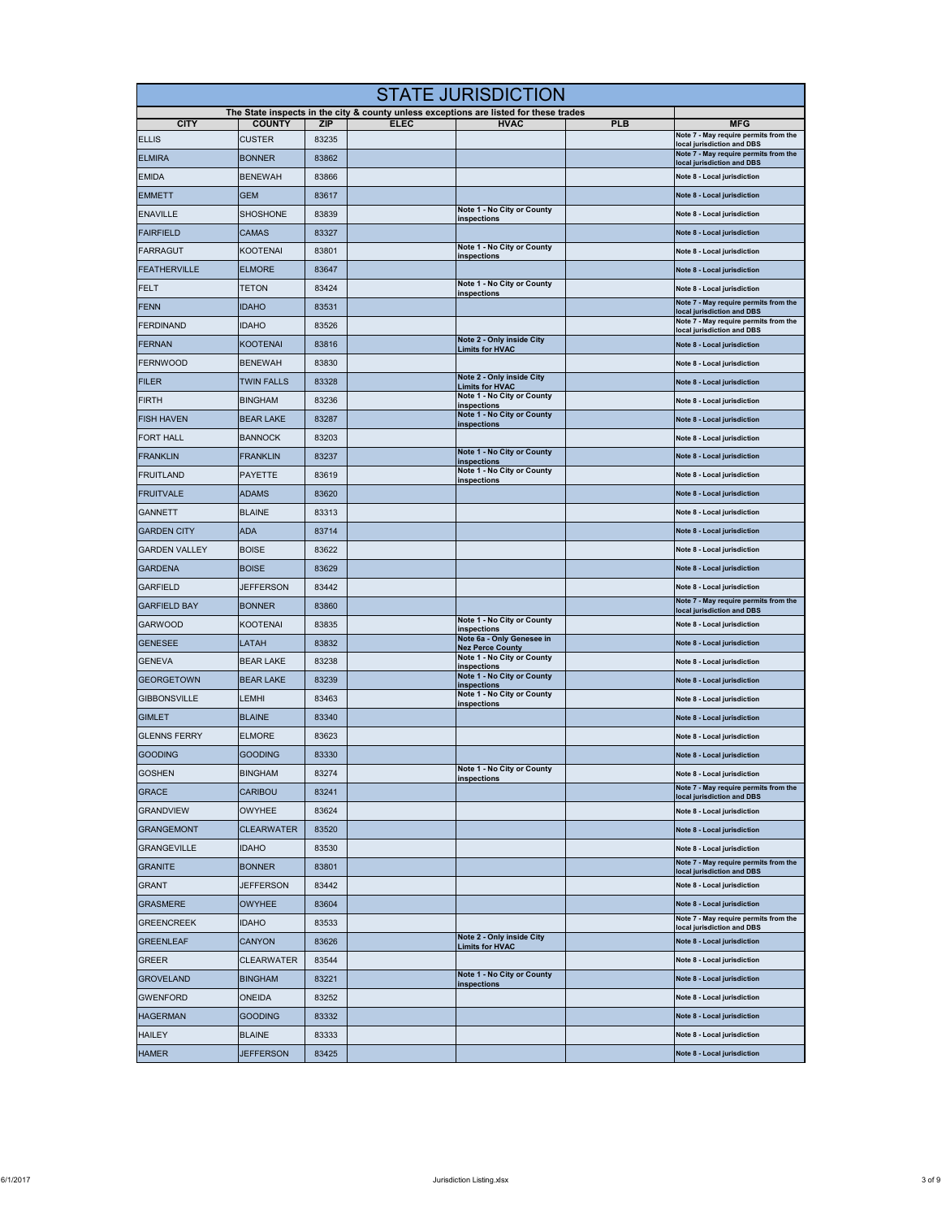# STATE JURISDICTION

The State inspects in the city & county unless exceptions are listed for these trades

| CITY | COUNTY | ZIP | ELEC | HVAC | PLB | MFG |
|---|---|---|---|---|---|---|
| ELLIS | CUSTER | 83235 | | | | Note 7 - May require permits from the local jurisdiction and DBS |
| ELMIRA | BONNER | 83862 | | | | Note 7 - May require permits from the local jurisdiction and DBS |
| EMIDA | BENEWAH | 83866 | | | | Note 8 - Local jurisdiction |
| EMMETT | GEM | 83617 | | | | Note 8 - Local jurisdiction |
| ENAVILLE | SHOSHONE | 83839 | | Note 1 - No City or County inspections | | Note 8 - Local jurisdiction |
| FAIRFIELD | CAMAS | 83327 | | | | Note 8 - Local jurisdiction |
| FARRAGUT | KOOTENAI | 83801 | | Note 1 - No City or County inspections | | Note 8 - Local jurisdiction |
| FEATHERVILLE | ELMORE | 83647 | | | | Note 8 - Local jurisdiction |
| FELT | TETON | 83424 | | Note 1 - No City or County inspections | | Note 8 - Local jurisdiction |
| FENN | IDAHO | 83531 | | | | Note 7 - May require permits from the local jurisdiction and DBS |
| FERDINAND | IDAHO | 83526 | | | | Note 7 - May require permits from the local jurisdiction and DBS |
| FERNAN | KOOTENAI | 83816 | | Note 2 - Only inside City Limits for HVAC | | Note 8 - Local jurisdiction |
| FERNWOOD | BENEWAH | 83830 | | | | Note 8 - Local jurisdiction |
| FILER | TWIN FALLS | 83328 | | Note 2 - Only inside City Limits for HVAC | | Note 8 - Local jurisdiction |
| FIRTH | BINGHAM | 83236 | | Note 1 - No City or County inspections | | Note 8 - Local jurisdiction |
| FISH HAVEN | BEAR LAKE | 83287 | | Note 1 - No City or County inspections | | Note 8 - Local jurisdiction |
| FORT HALL | BANNOCK | 83203 | | | | Note 8 - Local jurisdiction |
| FRANKLIN | FRANKLIN | 83237 | | Note 1 - No City or County inspections | | Note 8 - Local jurisdiction |
| FRUITLAND | PAYETTE | 83619 | | Note 1 - No City or County inspections | | Note 8 - Local jurisdiction |
| FRUITVALE | ADAMS | 83620 | | | | Note 8 - Local jurisdiction |
| GANNETT | BLAINE | 83313 | | | | Note 8 - Local jurisdiction |
| GARDEN CITY | ADA | 83714 | | | | Note 8 - Local jurisdiction |
| GARDEN VALLEY | BOISE | 83622 | | | | Note 8 - Local jurisdiction |
| GARDENA | BOISE | 83629 | | | | Note 8 - Local jurisdiction |
| GARFIELD | JEFFERSON | 83442 | | | | Note 8 - Local jurisdiction |
| GARFIELD BAY | BONNER | 83860 | | | | Note 7 - May require permits from the local jurisdiction and DBS |
| GARWOOD | KOOTENAI | 83835 | | Note 1 - No City or County inspections | | Note 8 - Local jurisdiction |
| GENESEE | LATAH | 83832 | | Note 6a - Only Genesee in Nez Perce County | | Note 8 - Local jurisdiction |
| GENEVA | BEAR LAKE | 83238 | | Note 1 - No City or County inspections | | Note 8 - Local jurisdiction |
| GEORGETOWN | BEAR LAKE | 83239 | | Note 1 - No City or County inspections | | Note 8 - Local jurisdiction |
| GIBBONSVILLE | LEMHI | 83463 | | Note 1 - No City or County inspections | | Note 8 - Local jurisdiction |
| GIMLET | BLAINE | 83340 | | | | Note 8 - Local jurisdiction |
| GLENNS FERRY | ELMORE | 83623 | | | | Note 8 - Local jurisdiction |
| GOODING | GOODING | 83330 | | | | Note 8 - Local jurisdiction |
| GOSHEN | BINGHAM | 83274 | | Note 1 - No City or County inspections | | Note 8 - Local jurisdiction |
| GRACE | CARIBOU | 83241 | | | | Note 7 - May require permits from the local jurisdiction and DBS |
| GRANDVIEW | OWYHEE | 83624 | | | | Note 8 - Local jurisdiction |
| GRANGEMONT | CLEARWATER | 83520 | | | | Note 8 - Local jurisdiction |
| GRANGEVILLE | IDAHO | 83530 | | | | Note 8 - Local jurisdiction |
| GRANITE | BONNER | 83801 | | | | Note 7 - May require permits from the local jurisdiction and DBS |
| GRANT | JEFFERSON | 83442 | | | | Note 8 - Local jurisdiction |
| GRASMERE | OWYHEE | 83604 | | | | Note 8 - Local jurisdiction |
| GREENCREEK | IDAHO | 83533 | | | | Note 7 - May require permits from the local jurisdiction and DBS |
| GREENLEAF | CANYON | 83626 | | Note 2 - Only inside City Limits for HVAC | | Note 8 - Local jurisdiction |
| GREER | CLEARWATER | 83544 | | | | Note 8 - Local jurisdiction |
| GROVELAND | BINGHAM | 83221 | | Note 1 - No City or County inspections | | Note 8 - Local jurisdiction |
| GWENFORD | ONEIDA | 83252 | | | | Note 8 - Local jurisdiction |
| HAGERMAN | GOODING | 83332 | | | | Note 8 - Local jurisdiction |
| HAILEY | BLAINE | 83333 | | | | Note 8 - Local jurisdiction |
| HAMER | JEFFERSON | 83425 | | | | Note 8 - Local jurisdiction |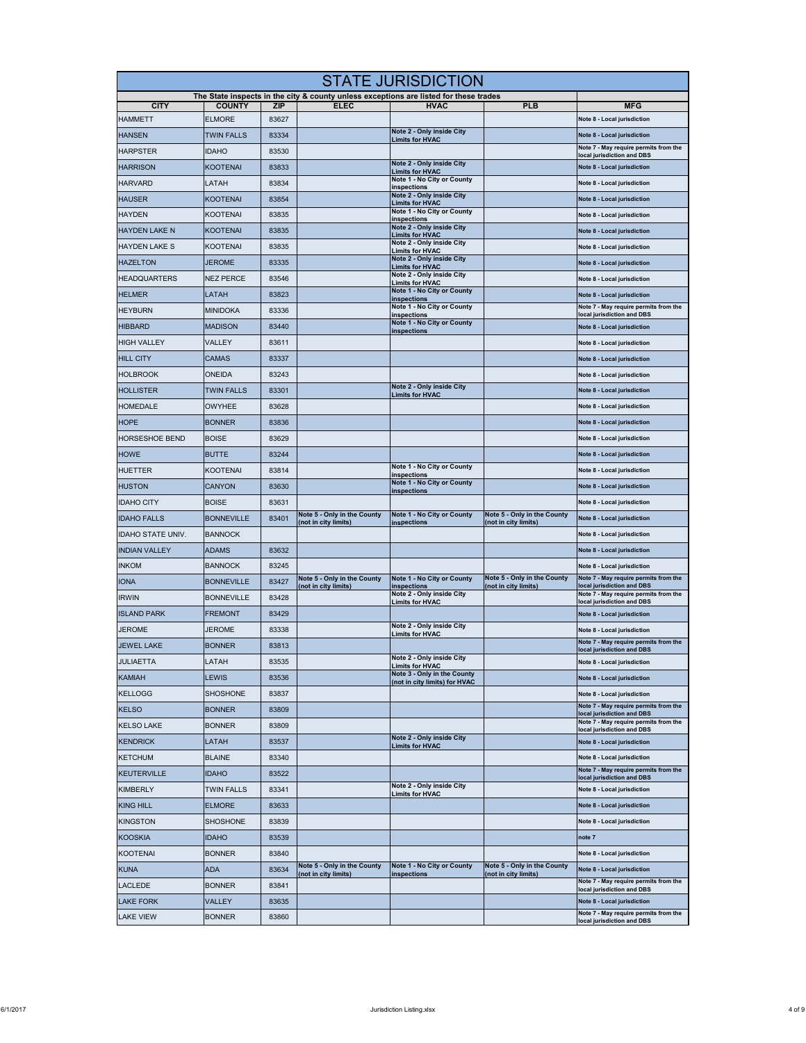# STATE JURISDICTION

| The State inspects in the city & county unless exceptions are listed for these trades | | | | | | |
|---|---|---|---|---|---|---|
| **CITY** | **COUNTY** | **ZIP** | **ELEC** | **HVAC** | **PLB** | **MFG** |
| HAMMETT | ELMORE | 83627 | | | | Note 8 - Local jurisdiction |
| HANSEN | TWIN FALLS | 83334 | | Note 2 - Only inside City Limits for HVAC | | Note 8 - Local jurisdiction |
| HARPSTER | IDAHO | 83530 | | | | Note 7 - May require permits from the local jurisdiction and DBS |
| HARRISON | KOOTENAI | 83833 | | Note 2 - Only inside City Limits for HVAC | | Note 8 - Local jurisdiction |
| HARVARD | LATAH | 83834 | | Note 1 - No City or County inspections | | Note 8 - Local jurisdiction |
| HAUSER | KOOTENAI | 83854 | | Note 2 - Only inside City Limits for HVAC | | Note 8 - Local jurisdiction |
| HAYDEN | KOOTENAI | 83835 | | Note 1 - No City or County inspections | | Note 8 - Local jurisdiction |
| HAYDEN LAKE N | KOOTENAI | 83835 | | Note 2 - Only inside City Limits for HVAC | | Note 8 - Local jurisdiction |
| HAYDEN LAKE S | KOOTENAI | 83835 | | Note 2 - Only inside City Limits for HVAC | | Note 8 - Local jurisdiction |
| HAZELTON | JEROME | 83335 | | Note 2 - Only inside City Limits for HVAC | | Note 8 - Local jurisdiction |
| HEADQUARTERS | NEZ PERCE | 83546 | | Note 2 - Only inside City Limits for HVAC | | Note 8 - Local jurisdiction |
| HELMER | LATAH | 83823 | | Note 1 - No City or County inspections | | Note 8 - Local jurisdiction |
| HEYBURN | MINIDOKA | 83336 | | Note 1 - No City or County inspections | | Note 7 - May require permits from the local jurisdiction and DBS |
| HIBBARD | MADISON | 83440 | | Note 1 - No City or County inspections | | Note 8 - Local jurisdiction |
| HIGH VALLEY | VALLEY | 83611 | | | | Note 8 - Local jurisdiction |
| HILL CITY | CAMAS | 83337 | | | | Note 8 - Local jurisdiction |
| HOLBROOK | ONEIDA | 83243 | | | | Note 8 - Local jurisdiction |
| HOLLISTER | TWIN FALLS | 83301 | | Note 2 - Only inside City Limits for HVAC | | Note 8 - Local jurisdiction |
| HOMEDALE | OWYHEE | 83628 | | | | Note 8 - Local jurisdiction |
| HOPE | BONNER | 83836 | | | | Note 8 - Local jurisdiction |
| HORSESHOE BEND | BOISE | 83629 | | | | Note 8 - Local jurisdiction |
| HOWE | BUTTE | 83244 | | | | Note 8 - Local jurisdiction |
| HUETTER | KOOTENAI | 83814 | | Note 1 - No City or County inspections | | Note 8 - Local jurisdiction |
| HUSTON | CANYON | 83630 | | Note 1 - No City or County inspections | | Note 8 - Local jurisdiction |
| IDAHO CITY | BOISE | 83631 | | | | Note 8 - Local jurisdiction |
| IDAHO FALLS | BONNEVILLE | 83401 | Note 5 - Only in the County (not in city limits) | Note 1 - No City or County inspections | Note 5 - Only in the County (not in city limits) | Note 8 - Local jurisdiction |
| IDAHO STATE UNIV. | BANNOCK | | | | | Note 8 - Local jurisdiction |
| INDIAN VALLEY | ADAMS | 83632 | | | | Note 8 - Local jurisdiction |
| INKOM | BANNOCK | 83245 | | | | Note 8 - Local jurisdiction |
| IONA | BONNEVILLE | 83427 | Note 5 - Only in the County (not in city limits) | Note 1 - No City or County inspections | Note 5 - Only in the County (not in city limits) | Note 7 - May require permits from the local jurisdiction and DBS |
| IRWIN | BONNEVILLE | 83428 | | Note 2 - Only inside City Limits for HVAC | | Note 7 - May require permits from the local jurisdiction and DBS |
| ISLAND PARK | FREMONT | 83429 | | | | Note 8 - Local jurisdiction |
| JEROME | JEROME | 83338 | | Note 2 - Only inside City Limits for HVAC | | Note 8 - Local jurisdiction |
| JEWEL LAKE | BONNER | 83813 | | | | Note 7 - May require permits from the local jurisdiction and DBS |
| JULIAETTA | LATAH | 83535 | | Note 2 - Only inside City Limits for HVAC | | Note 8 - Local jurisdiction |
| KAMIAH | LEWIS | 83536 | | Note 3 - Only in the County (not in city limits) for HVAC | | Note 8 - Local jurisdiction |
| KELLOGG | SHOSHONE | 83837 | | | | Note 8 - Local jurisdiction |
| KELSO | BONNER | 83809 | | | | Note 7 - May require permits from the local jurisdiction and DBS |
| KELSO LAKE | BONNER | 83809 | | | | Note 7 - May require permits from the local jurisdiction and DBS |
| KENDRICK | LATAH | 83537 | | Note 2 - Only inside City Limits for HVAC | | Note 8 - Local jurisdiction |
| KETCHUM | BLAINE | 83340 | | | | Note 8 - Local jurisdiction |
| KEUTERVILLE | IDAHO | 83522 | | | | Note 7 - May require permits from the local jurisdiction and DBS |
| KIMBERLY | TWIN FALLS | 83341 | | Note 2 - Only inside City Limits for HVAC | | Note 8 - Local jurisdiction |
| KING HILL | ELMORE | 83633 | | | | Note 8 - Local jurisdiction |
| KINGSTON | SHOSHONE | 83839 | | | | Note 8 - Local jurisdiction |
| KOOSKIA | IDAHO | 83539 | | | | note 7 |
| KOOTENAI | BONNER | 83840 | | | | Note 8 - Local jurisdiction |
| KUNA | ADA | 83634 | Note 5 - Only in the County (not in city limits) | Note 1 - No City or County inspections | Note 5 - Only in the County (not in city limits) | Note 8 - Local jurisdiction |
| LACLEDE | BONNER | 83841 | | | | Note 7 - May require permits from the local jurisdiction and DBS |
| LAKE FORK | VALLEY | 83635 | | | | Note 8 - Local jurisdiction |
| LAKE VIEW | BONNER | 83860 | | | | Note 7 - May require permits from the local jurisdiction and DBS |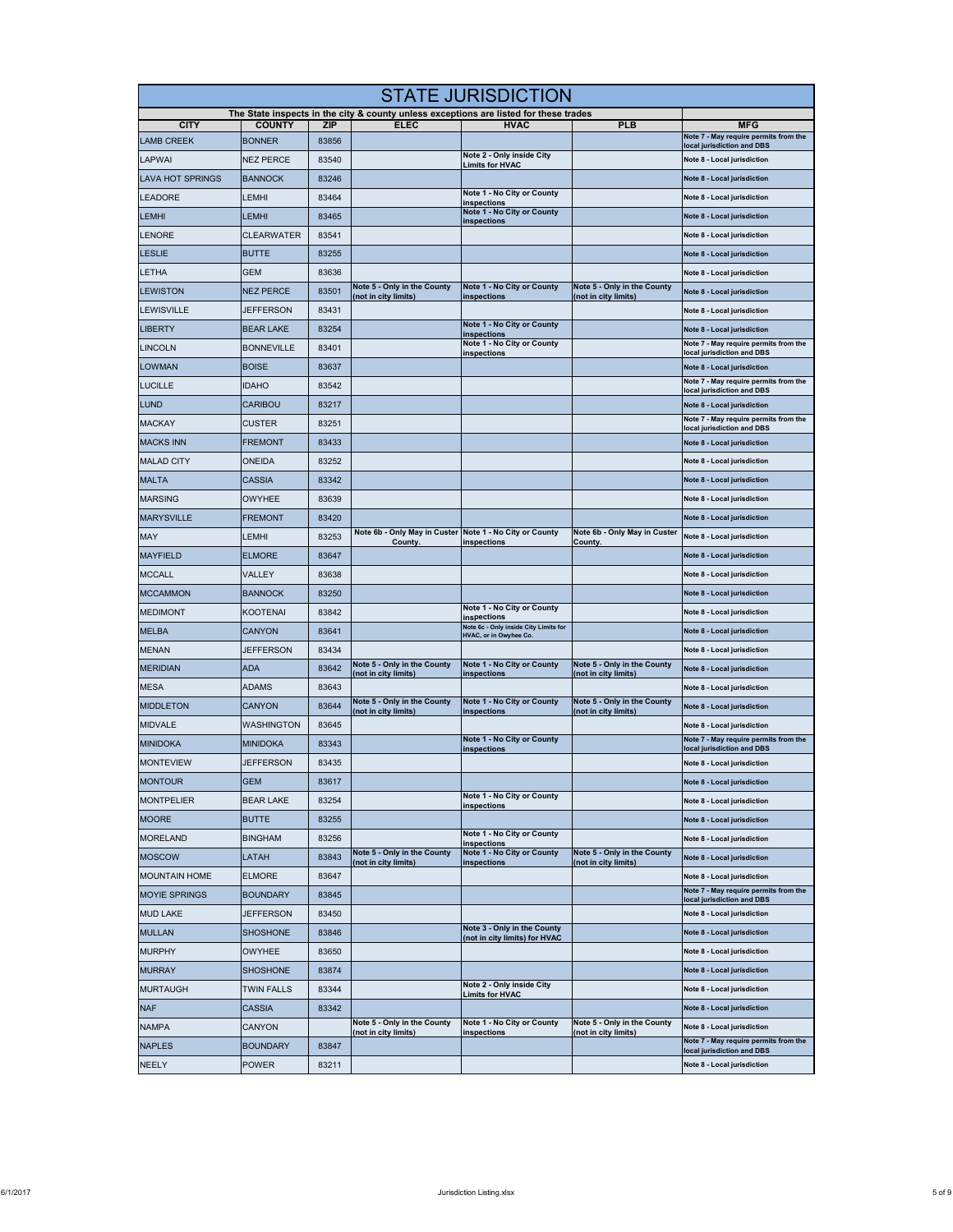# STATE JURISDICTION

The State inspects in the city & county unless exceptions are listed for these trades

| CITY | COUNTY | ZIP | ELEC | HVAC | PLB | MFG |
|---|---|---|---|---|---|---|
| LAMB CREEK | BONNER | 83856 | | | | Note 7 - May require permits from the local jurisdiction and DBS |
| LAPWAI | NEZ PERCE | 83540 | | Note 2 - Only inside City Limits for HVAC | | Note 8 - Local jurisdiction |
| LAVA HOT SPRINGS | BANNOCK | 83246 | | | | Note 8 - Local jurisdiction |
| LEADORE | LEMHI | 83464 | | Note 1 - No City or County inspections | | Note 8 - Local jurisdiction |
| LEMHI | LEMHI | 83465 | | Note 1 - No City or County inspections | | Note 8 - Local jurisdiction |
| LENORE | CLEARWATER | 83541 | | | | Note 8 - Local jurisdiction |
| LESLIE | BUTTE | 83255 | | | | Note 8 - Local jurisdiction |
| LETHA | GEM | 83636 | | | | Note 8 - Local jurisdiction |
| LEWISTON | NEZ PERCE | 83501 | Note 5 - Only in the County (not in city limits) | Note 1 - No City or County inspections | Note 5 - Only in the County (not in city limits) | Note 8 - Local jurisdiction |
| LEWISVILLE | JEFFERSON | 83431 | | | | Note 8 - Local jurisdiction |
| LIBERTY | BEAR LAKE | 83254 | | Note 1 - No City or County inspections | | Note 8 - Local jurisdiction |
| LINCOLN | BONNEVILLE | 83401 | | Note 1 - No City or County inspections | | Note 7 - May require permits from the local jurisdiction and DBS |
| LOWMAN | BOISE | 83637 | | | | Note 8 - Local jurisdiction |
| LUCILLE | IDAHO | 83542 | | | | Note 7 - May require permits from the local jurisdiction and DBS |
| LUND | CARIBOU | 83217 | | | | Note 8 - Local jurisdiction |
| MACKAY | CUSTER | 83251 | | | | Note 7 - May require permits from the local jurisdiction and DBS |
| MACKS INN | FREMONT | 83433 | | | | Note 8 - Local jurisdiction |
| MALAD CITY | ONEIDA | 83252 | | | | Note 8 - Local jurisdiction |
| MALTA | CASSIA | 83342 | | | | Note 8 - Local jurisdiction |
| MARSING | OWYHEE | 83639 | | | | Note 8 - Local jurisdiction |
| MARYSVILLE | FREMONT | 83420 | | | | Note 8 - Local jurisdiction |
| MAY | LEMHI | 83253 | Note 6b - Only May in Custer County. | Note 1 - No City or County inspections | Note 6b - Only May in Custer County. | Note 8 - Local jurisdiction |
| MAYFIELD | ELMORE | 83647 | | | | Note 8 - Local jurisdiction |
| MCCALL | VALLEY | 83638 | | | | Note 8 - Local jurisdiction |
| MCCAMMON | BANNOCK | 83250 | | | | Note 8 - Local jurisdiction |
| MEDIMONT | KOOTENAI | 83842 | | Note 1 - No City or County inspections | | Note 8 - Local jurisdiction |
| MELBA | CANYON | 83641 | | Note 6c - Only inside City Limits for HVAC, or in Owyhee Co. | | Note 8 - Local jurisdiction |
| MENAN | JEFFERSON | 83434 | | | | Note 8 - Local jurisdiction |
| MERIDIAN | ADA | 83642 | Note 5 - Only in the County (not in city limits) | Note 1 - No City or County inspections | Note 5 - Only in the County (not in city limits) | Note 8 - Local jurisdiction |
| MESA | ADAMS | 83643 | | | | Note 8 - Local jurisdiction |
| MIDDLETON | CANYON | 83644 | Note 5 - Only in the County (not in city limits) | Note 1 - No City or County inspections | Note 5 - Only in the County (not in city limits) | Note 8 - Local jurisdiction |
| MIDVALE | WASHINGTON | 83645 | | | | Note 8 - Local jurisdiction |
| MINIDOKA | MINIDOKA | 83343 | | Note 1 - No City or County inspections | | Note 7 - May require permits from the local jurisdiction and DBS |
| MONTEVIEW | JEFFERSON | 83435 | | | | Note 8 - Local jurisdiction |
| MONTOUR | GEM | 83617 | | | | Note 8 - Local jurisdiction |
| MONTPELIER | BEAR LAKE | 83254 | | Note 1 - No City or County inspections | | Note 8 - Local jurisdiction |
| MOORE | BUTTE | 83255 | | | | Note 8 - Local jurisdiction |
| MORELAND | BINGHAM | 83256 | | Note 1 - No City or County inspections | | Note 8 - Local jurisdiction |
| MOSCOW | LATAH | 83843 | Note 5 - Only in the County (not in city limits) | Note 1 - No City or County inspections | Note 5 - Only in the County (not in city limits) | Note 8 - Local jurisdiction |
| MOUNTAIN HOME | ELMORE | 83647 | | | | Note 8 - Local jurisdiction |
| MOYIE SPRINGS | BOUNDARY | 83845 | | | | Note 7 - May require permits from the local jurisdiction and DBS |
| MUD LAKE | JEFFERSON | 83450 | | | | Note 8 - Local jurisdiction |
| MULLAN | SHOSHONE | 83846 | | Note 3 - Only in the County (not in city limits) for HVAC | | Note 8 - Local jurisdiction |
| MURPHY | OWYHEE | 83650 | | | | Note 8 - Local jurisdiction |
| MURRAY | SHOSHONE | 83874 | | | | Note 8 - Local jurisdiction |
| MURTAUGH | TWIN FALLS | 83344 | | Note 2 - Only inside City Limits for HVAC | | Note 8 - Local jurisdiction |
| NAF | CASSIA | 83342 | | | | Note 8 - Local jurisdiction |
| NAMPA | CANYON | | Note 5 - Only in the County (not in city limits) | Note 1 - No City or County inspections | Note 5 - Only in the County (not in city limits) | Note 8 - Local jurisdiction |
| NAPLES | BOUNDARY | 83847 | | | | Note 7 - May require permits from the local jurisdiction and DBS |
| NEELY | POWER | 83211 | | | | Note 8 - Local jurisdiction |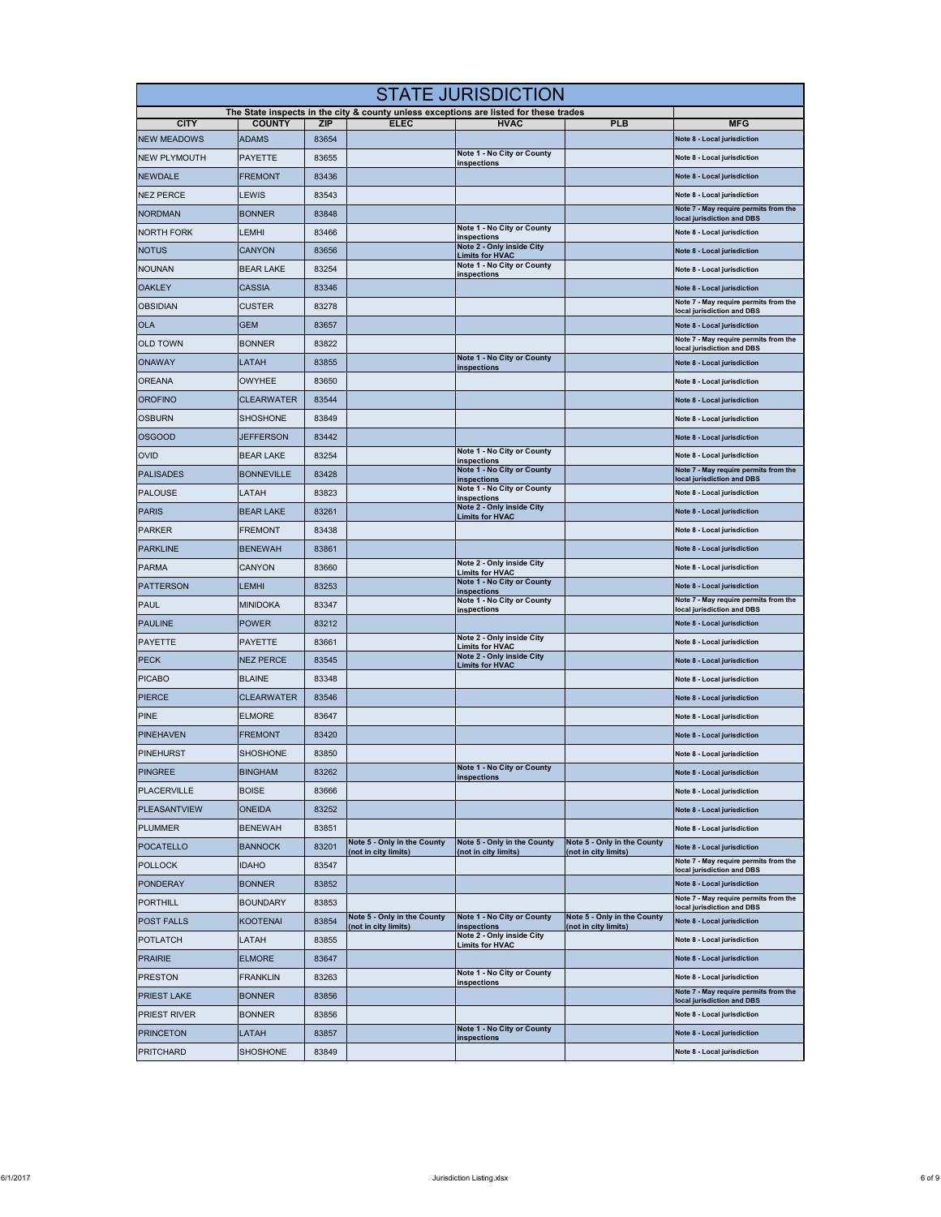# STATE JURISDICTION

The State inspects in the city & county unless exceptions are listed for these trades

| CITY | COUNTY | ZIP | ELEC | HVAC | PLB | MFG |
|---|---|---|---|---|---|---|
| NEW MEADOWS | ADAMS | 83654 | | | | Note 8 - Local jurisdiction |
| NEW PLYMOUTH | PAYETTE | 83655 | | Note 1 - No City or County inspections | | Note 8 - Local jurisdiction |
| NEWDALE | FREMONT | 83436 | | | | Note 8 - Local jurisdiction |
| NEZ PERCE | LEWIS | 83543 | | | | Note 8 - Local jurisdiction |
| NORDMAN | BONNER | 83848 | | | | Note 7 - May require permits from the local jurisdiction and DBS |
| NORTH FORK | LEMHI | 83466 | | Note 1 - No City or County inspections | | Note 8 - Local jurisdiction |
| NOTUS | CANYON | 83656 | | Note 2 - Only inside City Limits for HVAC | | Note 8 - Local jurisdiction |
| NOUNAN | BEAR LAKE | 83254 | | Note 1 - No City or County inspections | | Note 8 - Local jurisdiction |
| OAKLEY | CASSIA | 83346 | | | | Note 8 - Local jurisdiction |
| OBSIDIAN | CUSTER | 83278 | | | | Note 7 - May require permits from the local jurisdiction and DBS |
| OLA | GEM | 83657 | | | | Note 8 - Local jurisdiction |
| OLD TOWN | BONNER | 83822 | | | | Note 7 - May require permits from the local jurisdiction and DBS |
| ONAWAY | LATAH | 83855 | | Note 1 - No City or County inspections | | Note 8 - Local jurisdiction |
| OREANA | OWYHEE | 83650 | | | | Note 8 - Local jurisdiction |
| OROFINO | CLEARWATER | 83544 | | | | Note 8 - Local jurisdiction |
| OSBURN | SHOSHONE | 83849 | | | | Note 8 - Local jurisdiction |
| OSGOOD | JEFFERSON | 83442 | | | | Note 8 - Local jurisdiction |
| OVID | BEAR LAKE | 83254 | | Note 1 - No City or County inspections | | Note 8 - Local jurisdiction |
| PALISADES | BONNEVILLE | 83428 | | Note 1 - No City or County inspections | | Note 7 - May require permits from the local jurisdiction and DBS |
| PALOUSE | LATAH | 83823 | | Note 1 - No City or County inspections | | Note 8 - Local jurisdiction |
| PARIS | BEAR LAKE | 83261 | | Note 2 - Only inside City Limits for HVAC | | Note 8 - Local jurisdiction |
| PARKER | FREMONT | 83438 | | | | Note 8 - Local jurisdiction |
| PARKLINE | BENEWAH | 83861 | | | | Note 8 - Local jurisdiction |
| PARMA | CANYON | 83660 | | Note 2 - Only inside City Limits for HVAC | | Note 8 - Local jurisdiction |
| PATTERSON | LEMHI | 83253 | | Note 1 - No City or County inspections | | Note 8 - Local jurisdiction |
| PAUL | MINIDOKA | 83347 | | Note 1 - No City or County inspections | | Note 7 - May require permits from the local jurisdiction and DBS |
| PAULINE | POWER | 83212 | | | | Note 8 - Local jurisdiction |
| PAYETTE | PAYETTE | 83661 | | Note 2 - Only inside City Limits for HVAC | | Note 8 - Local jurisdiction |
| PECK | NEZ PERCE | 83545 | | Note 2 - Only inside City Limits for HVAC | | Note 8 - Local jurisdiction |
| PICABO | BLAINE | 83348 | | | | Note 8 - Local jurisdiction |
| PIERCE | CLEARWATER | 83546 | | | | Note 8 - Local jurisdiction |
| PINE | ELMORE | 83647 | | | | Note 8 - Local jurisdiction |
| PINEHAVEN | FREMONT | 83420 | | | | Note 8 - Local jurisdiction |
| PINEHURST | SHOSHONE | 83850 | | | | Note 8 - Local jurisdiction |
| PINGREE | BINGHAM | 83262 | | Note 1 - No City or County inspections | | Note 8 - Local jurisdiction |
| PLACERVILLE | BOISE | 83666 | | | | Note 8 - Local jurisdiction |
| PLEASANTVIEW | ONEIDA | 83252 | | | | Note 8 - Local jurisdiction |
| PLUMMER | BENEWAH | 83851 | | | | Note 8 - Local jurisdiction |
| POCATELLO | BANNOCK | 83201 | Note 5 - Only in the County (not in city limits) | Note 5 - Only in the County (not in city limits) | Note 5 - Only in the County (not in city limits) | Note 8 - Local jurisdiction |
| POLLOCK | IDAHO | 83547 | | | | Note 7 - May require permits from the local jurisdiction and DBS |
| PONDERAY | BONNER | 83852 | | | | Note 8 - Local jurisdiction |
| PORTHILL | BOUNDARY | 83853 | | | | Note 7 - May require permits from the local jurisdiction and DBS |
| POST FALLS | KOOTENAI | 83854 | Note 5 - Only in the County (not in city limits) | Note 1 - No City or County inspections | Note 5 - Only in the County (not in city limits) | Note 8 - Local jurisdiction |
| POTLATCH | LATAH | 83855 | | Note 2 - Only inside City Limits for HVAC | | Note 8 - Local jurisdiction |
| PRAIRIE | ELMORE | 83647 | | | | Note 8 - Local jurisdiction |
| PRESTON | FRANKLIN | 83263 | | Note 1 - No City or County inspections | | Note 8 - Local jurisdiction |
| PRIEST LAKE | BONNER | 83856 | | | | Note 7 - May require permits from the local jurisdiction and DBS |
| PRIEST RIVER | BONNER | 83856 | | | | Note 8 - Local jurisdiction |
| PRINCETON | LATAH | 83857 | | Note 1 - No City or County inspections | | Note 8 - Local jurisdiction |
| PRITCHARD | SHOSHONE | 83849 | | | | Note 8 - Local jurisdiction |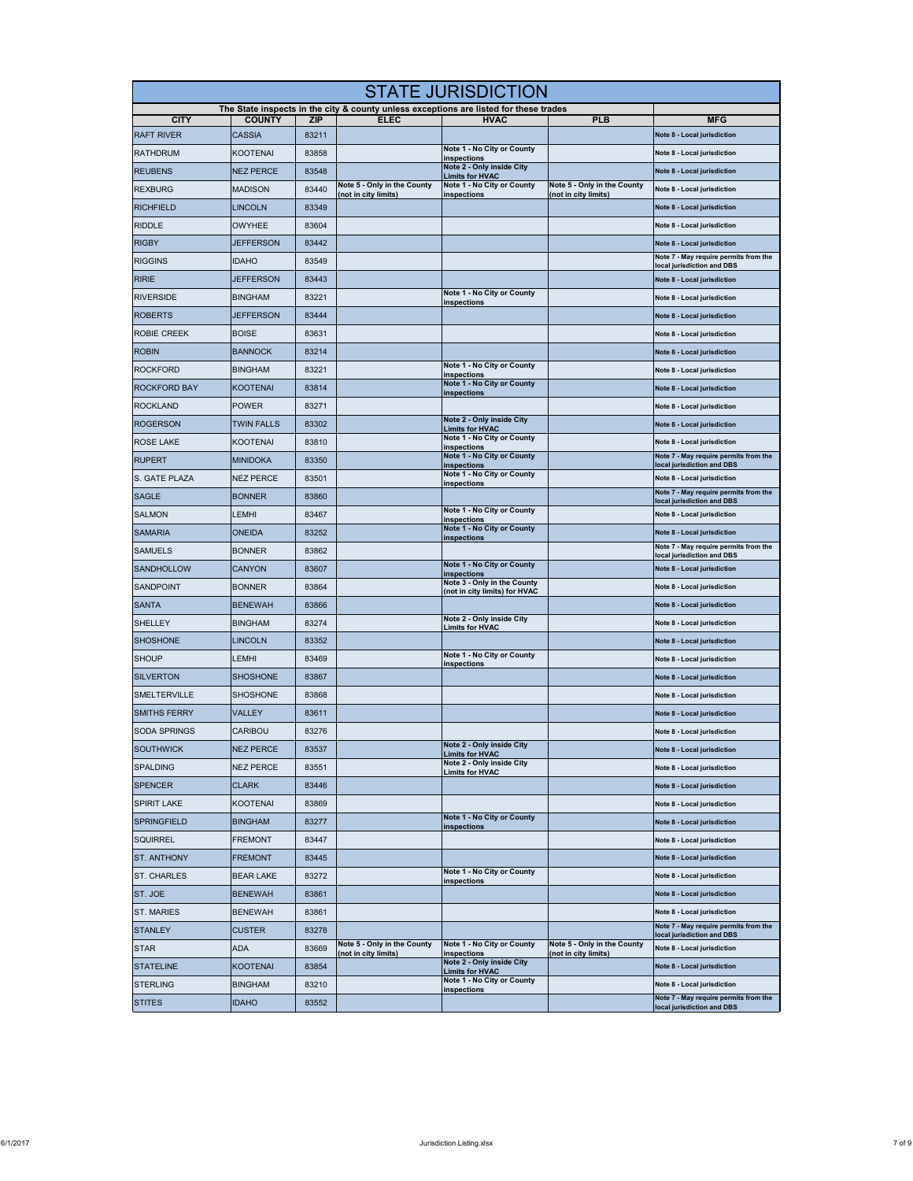# STATE JURISDICTION

| The State inspects in the city & county unless exceptions are listed for these trades | | | | | | |
|---|---|---|---|---|---|---|
| **CITY** | **COUNTY** | **ZIP** | **ELEC** | **HVAC** | **PLB** | **MFG** |
| RAFT RIVER | CASSIA | 83211 | | | | Note 8 - Local jurisdiction |
| RATHDRUM | KOOTENAI | 83858 | | Note 1 - No City or County inspections | | Note 8 - Local jurisdiction |
| REUBENS | NEZ PERCE | 83548 | | Note 2 - Only inside City Limits for HVAC | | Note 8 - Local jurisdiction |
| REXBURG | MADISON | 83440 | Note 5 - Only in the County (not in city limits) | Note 1 - No City or County inspections | Note 5 - Only in the County (not in city limits) | Note 8 - Local jurisdiction |
| RICHFIELD | LINCOLN | 83349 | | | | Note 8 - Local jurisdiction |
| RIDDLE | OWYHEE | 83604 | | | | Note 8 - Local jurisdiction |
| RIGBY | JEFFERSON | 83442 | | | | Note 8 - Local jurisdiction |
| RIGGINS | IDAHO | 83549 | | | | Note 7 - May require permits from the local jurisdiction and DBS |
| RIRIE | JEFFERSON | 83443 | | | | Note 8 - Local jurisdiction |
| RIVERSIDE | BINGHAM | 83221 | | Note 1 - No City or County inspections | | Note 8 - Local jurisdiction |
| ROBERTS | JEFFERSON | 83444 | | | | Note 8 - Local jurisdiction |
| ROBIE CREEK | BOISE | 83631 | | | | Note 8 - Local jurisdiction |
| ROBIN | BANNOCK | 83214 | | | | Note 8 - Local jurisdiction |
| ROCKFORD | BINGHAM | 83221 | | Note 1 - No City or County inspections | | Note 8 - Local jurisdiction |
| ROCKFORD BAY | KOOTENAI | 83814 | | Note 1 - No City or County inspections | | Note 8 - Local jurisdiction |
| ROCKLAND | POWER | 83271 | | | | Note 8 - Local jurisdiction |
| ROGERSON | TWIN FALLS | 83302 | | Note 2 - Only inside City Limits for HVAC | | Note 8 - Local jurisdiction |
| ROSE LAKE | KOOTENAI | 83810 | | Note 1 - No City or County inspections | | Note 8 - Local jurisdiction |
| RUPERT | MINIDOKA | 83350 | | Note 1 - No City or County inspections | | Note 7 - May require permits from the local jurisdiction and DBS |
| S. GATE PLAZA | NEZ PERCE | 83501 | | Note 1 - No City or County inspections | | Note 8 - Local jurisdiction |
| SAGLE | BONNER | 83860 | | | | Note 7 - May require permits from the local jurisdiction and DBS |
| SALMON | LEMHI | 83467 | | Note 1 - No City or County inspections | | Note 8 - Local jurisdiction |
| SAMARIA | ONEIDA | 83252 | | Note 1 - No City or County inspections | | Note 8 - Local jurisdiction |
| SAMUELS | BONNER | 83862 | | | | Note 7 - May require permits from the local jurisdiction and DBS |
| SANDHOLLOW | CANYON | 83607 | | Note 1 - No City or County inspections | | Note 8 - Local jurisdiction |
| SANDPOINT | BONNER | 83864 | | Note 3 - Only in the County (not in city limits) for HVAC | | Note 8 - Local jurisdiction |
| SANTA | BENEWAH | 83866 | | | | Note 8 - Local jurisdiction |
| SHELLEY | BINGHAM | 83274 | | Note 2 - Only inside City Limits for HVAC | | Note 8 - Local jurisdiction |
| SHOSHONE | LINCOLN | 83352 | | | | Note 8 - Local jurisdiction |
| SHOUP | LEMHI | 83469 | | Note 1 - No City or County inspections | | Note 8 - Local jurisdiction |
| SILVERTON | SHOSHONE | 83867 | | | | Note 8 - Local jurisdiction |
| SMELTERVILLE | SHOSHONE | 83868 | | | | Note 8 - Local jurisdiction |
| SMITHS FERRY | VALLEY | 83611 | | | | Note 8 - Local jurisdiction |
| SODA SPRINGS | CARIBOU | 83276 | | | | Note 8 - Local jurisdiction |
| SOUTHWICK | NEZ PERCE | 83537 | | Note 2 - Only inside City Limits for HVAC | | Note 8 - Local jurisdiction |
| SPALDING | NEZ PERCE | 83551 | | Note 2 - Only inside City Limits for HVAC | | Note 8 - Local jurisdiction |
| SPENCER | CLARK | 83446 | | | | Note 8 - Local jurisdiction |
| SPIRIT LAKE | KOOTENAI | 83869 | | | | Note 8 - Local jurisdiction |
| SPRINGFIELD | BINGHAM | 83277 | | Note 1 - No City or County inspections | | Note 8 - Local jurisdiction |
| SQUIRREL | FREMONT | 83447 | | | | Note 8 - Local jurisdiction |
| ST. ANTHONY | FREMONT | 83445 | | | | Note 8 - Local jurisdiction |
| ST. CHARLES | BEAR LAKE | 83272 | | Note 1 - No City or County inspections | | Note 8 - Local jurisdiction |
| ST. JOE | BENEWAH | 83861 | | | | Note 8 - Local jurisdiction |
| ST. MARIES | BENEWAH | 83861 | | | | Note 8 - Local jurisdiction |
| STANLEY | CUSTER | 83278 | | | | Note 7 - May require permits from the local jurisdiction and DBS |
| STAR | ADA | 83669 | Note 5 - Only in the County (not in city limits) | Note 1 - No City or County inspections | Note 5 - Only in the County (not in city limits) | Note 8 - Local jurisdiction |
| STATELINE | KOOTENAI | 83854 | | Note 2 - Only inside City Limits for HVAC | | Note 8 - Local jurisdiction |
| STERLING | BINGHAM | 83210 | | Note 1 - No City or County inspections | | Note 8 - Local jurisdiction |
| STITES | IDAHO | 83552 | | | | Note 7 - May require permits from the local jurisdiction and DBS |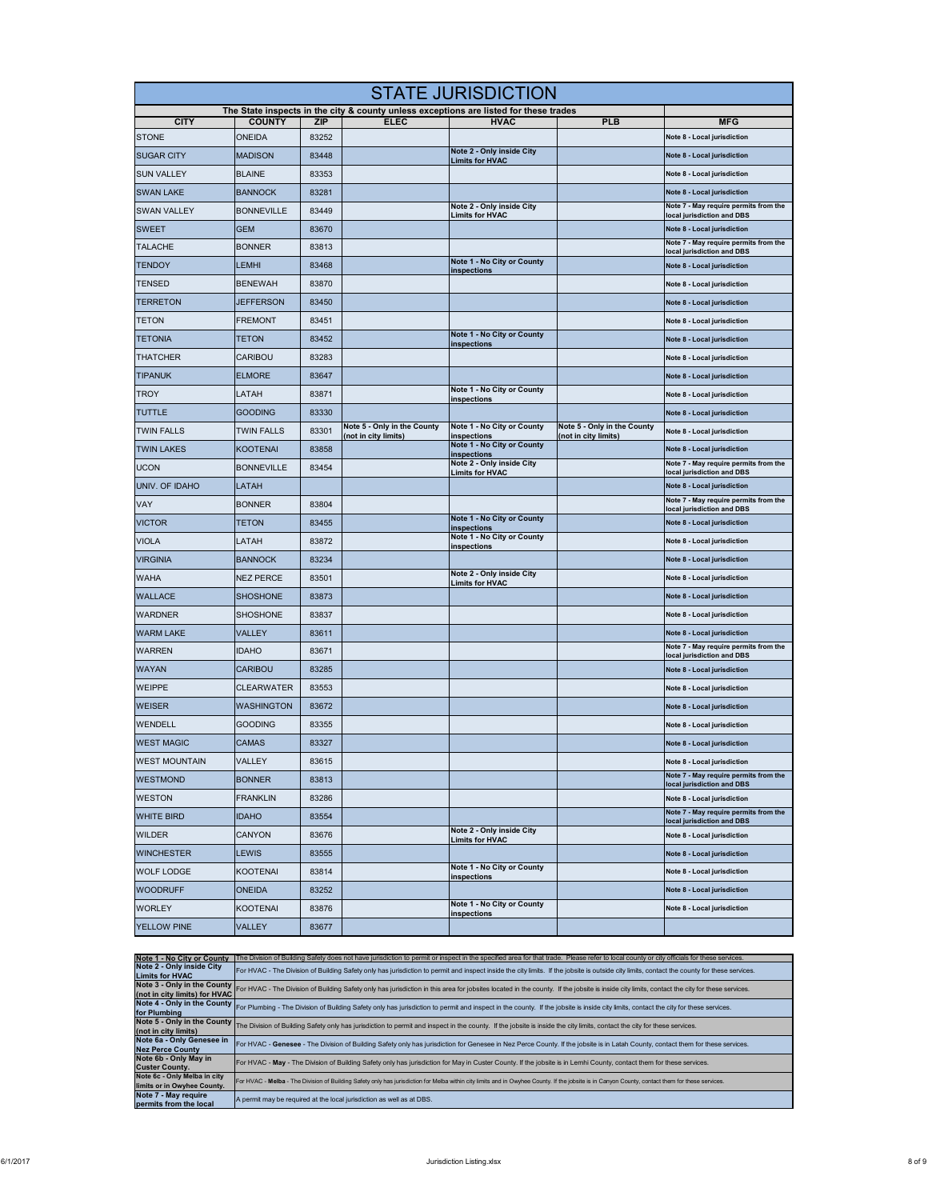# STATE JURISDICTION

The State inspects in the city & county unless exceptions are listed for these trades

| CITY | COUNTY | ZIP | ELEC | HVAC | PLB | MFG |
|---|---|---|---|---|---|---|
| STONE | ONEIDA | 83252 | | | | Note 8 - Local jurisdiction |
| SUGAR CITY | MADISON | 83448 | | Note 2 - Only inside City Limits for HVAC | | Note 8 - Local jurisdiction |
| SUN VALLEY | BLAINE | 83353 | | | | Note 8 - Local jurisdiction |
| SWAN LAKE | BANNOCK | 83281 | | | | Note 8 - Local jurisdiction |
| SWAN VALLEY | BONNEVILLE | 83449 | | Note 2 - Only inside City Limits for HVAC | | Note 7 - May require permits from the local jurisdiction and DBS |
| SWEET | GEM | 83670 | | | | Note 8 - Local jurisdiction |
| TALACHE | BONNER | 83813 | | | | Note 7 - May require permits from the local jurisdiction and DBS |
| TENDOY | LEMHI | 83468 | | Note 1 - No City or County inspections | | Note 8 - Local jurisdiction |
| TENSED | BENEWAH | 83870 | | | | Note 8 - Local jurisdiction |
| TERRETON | JEFFERSON | 83450 | | | | Note 8 - Local jurisdiction |
| TETON | FREMONT | 83451 | | | | Note 8 - Local jurisdiction |
| TETONIA | TETON | 83452 | | Note 1 - No City or County inspections | | Note 8 - Local jurisdiction |
| THATCHER | CARIBOU | 83283 | | | | Note 8 - Local jurisdiction |
| TIPANUK | ELMORE | 83647 | | | | Note 8 - Local jurisdiction |
| TROY | LATAH | 83871 | | Note 1 - No City or County inspections | | Note 8 - Local jurisdiction |
| TUTTLE | GOODING | 83330 | | | | Note 8 - Local jurisdiction |
| TWIN FALLS | TWIN FALLS | 83301 | Note 5 - Only in the County (not in city limits) | Note 1 - No City or County inspections | Note 5 - Only in the County (not in city limits) | Note 8 - Local jurisdiction |
| TWIN LAKES | KOOTENAI | 83858 | | Note 1 - No City or County inspections | | Note 8 - Local jurisdiction |
| UCON | BONNEVILLE | 83454 | | Note 2 - Only inside City Limits for HVAC | | Note 7 - May require permits from the local jurisdiction and DBS |
| UNIV. OF IDAHO | LATAH | | | | | Note 8 - Local jurisdiction |
| VAY | BONNER | 83804 | | | | Note 7 - May require permits from the local jurisdiction and DBS |
| VICTOR | TETON | 83455 | | Note 1 - No City or County inspections | | Note 8 - Local jurisdiction |
| VIOLA | LATAH | 83872 | | Note 1 - No City or County inspections | | Note 8 - Local jurisdiction |
| VIRGINIA | BANNOCK | 83234 | | | | Note 8 - Local jurisdiction |
| WAHA | NEZ PERCE | 83501 | | Note 2 - Only inside City Limits for HVAC | | Note 8 - Local jurisdiction |
| WALLACE | SHOSHONE | 83873 | | | | Note 8 - Local jurisdiction |
| WARDNER | SHOSHONE | 83837 | | | | Note 8 - Local jurisdiction |
| WARM LAKE | VALLEY | 83611 | | | | Note 8 - Local jurisdiction |
| WARREN | IDAHO | 83671 | | | | Note 7 - May require permits from the local jurisdiction and DBS |
| WAYAN | CARIBOU | 83285 | | | | Note 8 - Local jurisdiction |
| WEIPPE | CLEARWATER | 83553 | | | | Note 8 - Local jurisdiction |
| WEISER | WASHINGTON | 83672 | | | | Note 8 - Local jurisdiction |
| WENDELL | GOODING | 83355 | | | | Note 8 - Local jurisdiction |
| WEST MAGIC | CAMAS | 83327 | | | | Note 8 - Local jurisdiction |
| WEST MOUNTAIN | VALLEY | 83615 | | | | Note 8 - Local jurisdiction |
| WESTMOND | BONNER | 83813 | | | | Note 7 - May require permits from the local jurisdiction and DBS |
| WESTON | FRANKLIN | 83286 | | | | Note 8 - Local jurisdiction |
| WHITE BIRD | IDAHO | 83554 | | | | Note 7 - May require permits from the local jurisdiction and DBS |
| WILDER | CANYON | 83676 | | Note 2 - Only inside City Limits for HVAC | | Note 8 - Local jurisdiction |
| WINCHESTER | LEWIS | 83555 | | | | Note 8 - Local jurisdiction |
| WOLF LODGE | KOOTENAI | 83814 | | Note 1 - No City or County inspections | | Note 8 - Local jurisdiction |
| WOODRUFF | ONEIDA | 83252 | | | | Note 8 - Local jurisdiction |
| WORLEY | KOOTENAI | 83876 | | Note 1 - No City or County inspections | | Note 8 - Local jurisdiction |
| YELLOW PINE | VALLEY | 83677 | | | | |

| Note | Description |
|---|---|
| Note 1 - No City or County | The Division of Building Safety does not have jurisdiction to permit or inspect in the specified area for that trade. Please refer to local county or city officials for these services. |
| Note 2 - Only inside City Limits for HVAC | For HVAC - The Division of Building Safety only has jurisdiction to permit and inspect inside the city limits. If the jobsite is outside city limits, contact the county for these services. |
| Note 3 - Only in the County (not in city limits) for HVAC | For HVAC - The Division of Building Safety only has jurisdiction in this area for jobsites located in the county. If the jobsite is inside city limits, contact the city for these services. |
| Note 4 - Only in the County for Plumbing | For Plumbing - The Division of Building Safety only has jurisdiction to permit and inspect in the county. If the jobsite is inside city limits, contact the city for these services. |
| Note 5 - Only in the County (not in city limits) | The Division of Building Safety only has jurisdiction to permit and inspect in the county. If the jobsite is inside the city limits, contact the city for these services. |
| Note 6a - Only Genesee in Nez Perce County | For HVAC - **Genesee** - The Division of Building Safety only has jurisdiction for Genesee in Nez Perce County. If the jobsite is in Latah County, contact them for these services. |
| Note 6b - Only May in Custer County. | For HVAC - **May** - The Division of Building Safety only has jurisdiction for May in Custer County. If the jobsite is in Lemhi County, contact them for these services. |
| Note 6c - Only Melba in city limits or in Owyhee County. | For HVAC - **Melba** - The Division of Building Safety only has jurisdiction for Melba within city limits and in Owyhee County. If the jobsite is in Canyon County, contact them for these services. |
| Note 7 - May require permits from the local | A permit may be required at the local jurisdiction as well as at DBS. |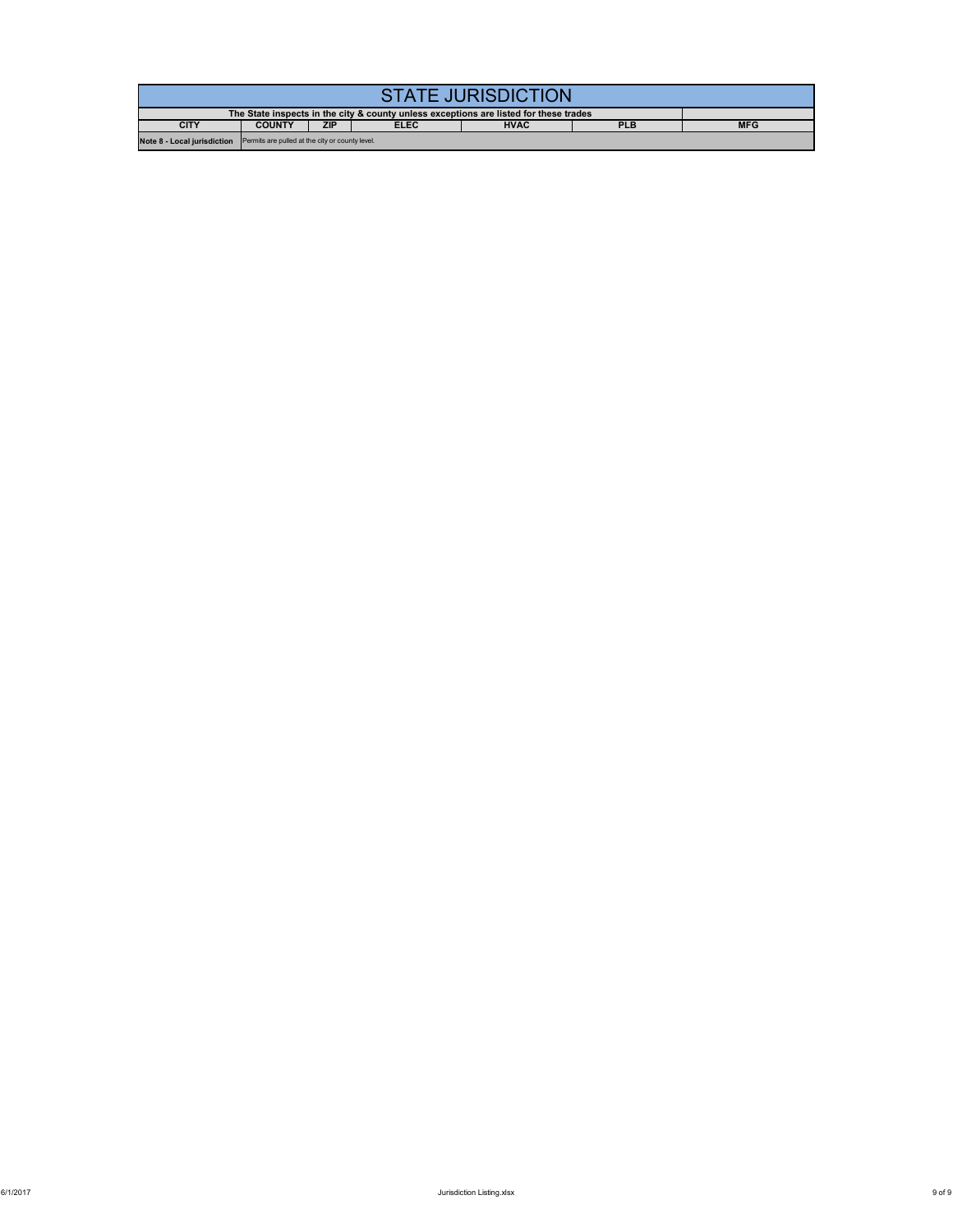# STATE JURISDICTION

| The State inspects in the city & county unless exceptions are listed for these trades | | | | | | |
|---|---|---|---|---|---|---|
| **CITY** | **COUNTY** | **ZIP** | **ELEC** | **HVAC** | **PLB** | **MFG** |
| **Note 8 - Local jurisdiction** | Permits are pulled at the city or county level. | | | | | |